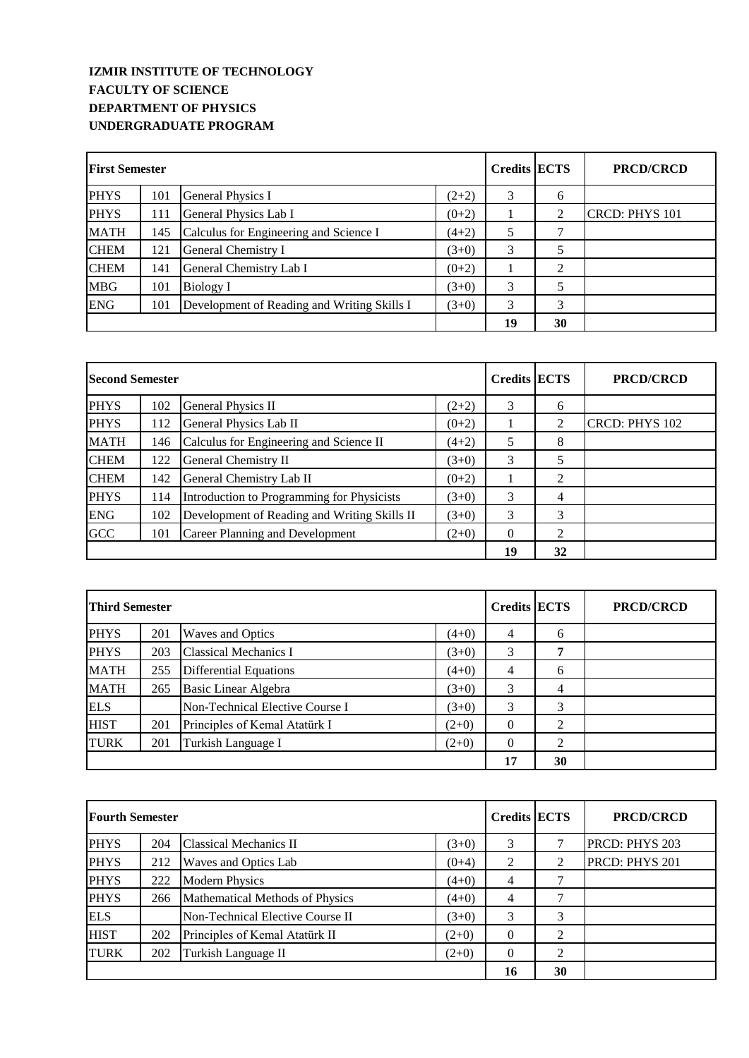**IZMIR INSTITUTE OF TECHNOLOGY**
**FACULTY OF SCIENCE**
**DEPARTMENT OF PHYSICS**
**UNDERGRADUATE PROGRAM**

| **First Semester** | | | | **Credits** | **ECTS** | **PRCD/CRCD** |
|---|---|---|---|---|---|---|
| PHYS | 101 | General Physics I | (2+2) | 3 | 6 | |
| PHYS | 111 | General Physics Lab I | (0+2) | 1 | 2 | CRCD: PHYS 101 |
| MATH | 145 | Calculus for Engineering and Science I | (4+2) | 5 | 7 | |
| CHEM | 121 | General Chemistry I | (3+0) | 3 | 5 | |
| CHEM | 141 | General Chemistry Lab I | (0+2) | 1 | 2 | |
| MBG | 101 | Biology I | (3+0) | 3 | 5 | |
| ENG | 101 | Development of Reading and Writing Skills I | (3+0) | 3 | 3 | |
| | | | | **19** | **30** | |

| **Second Semester** | | | | **Credits** | **ECTS** | **PRCD/CRCD** |
|---|---|---|---|---|---|---|
| PHYS | 102 | General Physics II | (2+2) | 3 | 6 | |
| PHYS | 112 | General Physics Lab II | (0+2) | 1 | 2 | CRCD: PHYS 102 |
| MATH | 146 | Calculus for Engineering and Science II | (4+2) | 5 | 8 | |
| CHEM | 122 | General Chemistry II | (3+0) | 3 | 5 | |
| CHEM | 142 | General Chemistry Lab II | (0+2) | 1 | 2 | |
| PHYS | 114 | Introduction to Programming for Physicists | (3+0) | 3 | 4 | |
| ENG | 102 | Development of Reading and Writing Skills II | (3+0) | 3 | 3 | |
| GCC | 101 | Career Planning and Development | (2+0) | 0 | 2 | |
| | | | | **19** | **32** | |

| **Third Semester** | | | | **Credits** | **ECTS** | **PRCD/CRCD** |
|---|---|---|---|---|---|---|
| PHYS | 201 | Waves and Optics | (4+0) | 4 | 6 | |
| PHYS | 203 | Classical Mechanics I | (3+0) | 3 | **7** | |
| MATH | 255 | Differential Equations | (4+0) | 4 | 6 | |
| MATH | 265 | Basic Linear Algebra | (3+0) | 3 | 4 | |
| ELS | | Non-Technical Elective Course I | (3+0) | 3 | 3 | |
| HIST | 201 | Principles of Kemal Atatürk I | (2+0) | 0 | 2 | |
| TURK | 201 | Turkish Language I | (2+0) | 0 | 2 | |
| | | | | **17** | **30** | |

| **Fourth Semester** | | | | **Credits** | **ECTS** | **PRCD/CRCD** |
|---|---|---|---|---|---|---|
| PHYS | 204 | Classical Mechanics II | (3+0) | 3 | 7 | PRCD: PHYS 203 |
| PHYS | 212 | Waves and Optics Lab | (0+4) | 2 | 2 | PRCD: PHYS 201 |
| PHYS | 222 | Modern Physics | (4+0) | 4 | 7 | |
| PHYS | 266 | Mathematical Methods of Physics | (4+0) | 4 | 7 | |
| ELS | | Non-Technical Elective Course II | (3+0) | 3 | 3 | |
| HIST | 202 | Principles of Kemal Atatürk II | (2+0) | 0 | 2 | |
| TURK | 202 | Turkish Language II | (2+0) | 0 | 2 | |
| | | | | **16** | **30** | |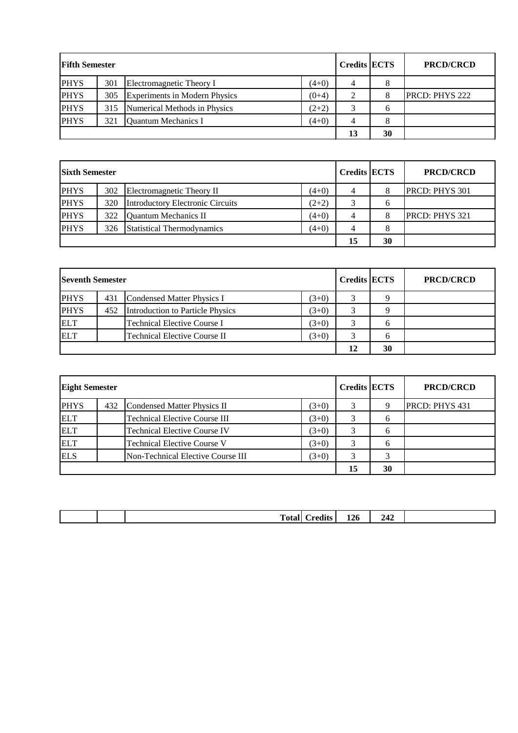| Fifth Semester | | | | Credits | ECTS | PRCD/CRCD |
|---|---|---|---|---|---|---|
| PHYS | 301 | Electromagnetic Theory I | (4+0) | 4 | 8 | |
| PHYS | 305 | Experiments in Modern Physics | (0+4) | 2 | 8 | PRCD: PHYS 222 |
| PHYS | 315 | Numerical Methods in Physics | (2+2) | 3 | 6 | |
| PHYS | 321 | Quantum Mechanics I | (4+0) | 4 | 8 | |
| | | | | **13** | **30** | |

| Sixth Semester | | | | Credits | ECTS | PRCD/CRCD |
|---|---|---|---|---|---|---|
| PHYS | 302 | Electromagnetic Theory II | (4+0) | 4 | 8 | PRCD: PHYS 301 |
| PHYS | 320 | Introductory Electronic Circuits | (2+2) | 3 | 6 | |
| PHYS | 322 | Quantum Mechanics II | (4+0) | 4 | 8 | PRCD: PHYS 321 |
| PHYS | 326 | Statistical Thermodynamics | (4+0) | 4 | 8 | |
| | | | | **15** | **30** | |

| Seventh Semester | | | | Credits | ECTS | PRCD/CRCD |
|---|---|---|---|---|---|---|
| PHYS | 431 | Condensed Matter Physics I | (3+0) | 3 | 9 | |
| PHYS | 452 | Introduction to Particle Physics | (3+0) | 3 | 9 | |
| ELT | | Technical Elective Course I | (3+0) | 3 | 6 | |
| ELT | | Technical Elective Course II | (3+0) | 3 | 6 | |
| | | | | **12** | **30** | |

| Eight Semester | | | | Credits | ECTS | PRCD/CRCD |
|---|---|---|---|---|---|---|
| PHYS | 432 | Condensed Matter Physics II | (3+0) | 3 | 9 | PRCD: PHYS 431 |
| ELT | | Technical Elective Course III | (3+0) | 3 | 6 | |
| ELT | | Technical Elective Course IV | (3+0) | 3 | 6 | |
| ELT | | Technical Elective Course V | (3+0) | 3 | 6 | |
| ELS | | Non-Technical Elective Course III | (3+0) | 3 | 3 | |
| | | | | **15** | **30** | |

| | | | | | | |
|---|---|---|---|---|---|---|
| | | **Total** | **Credits** | **126** | **242** | |